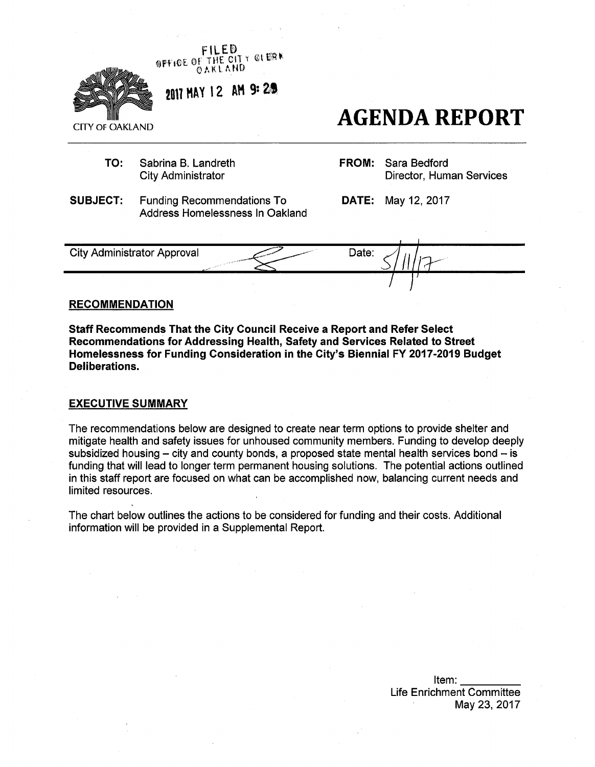FILED
OFFICE OF THE CITY CLERK
OAKLAND

2017 MAY 12 AM 9:29

CITY OF OAKLAND

# AGENDA REPORT

| | | | |
|---|---|---|---|
| **TO:** | Sabrina B. Landreth<br>City Administrator | **FROM:** | Sara Bedford<br>Director, Human Services |
| **SUBJECT:** | Funding Recommendations To Address Homelessness In Oakland | **DATE:** | May 12, 2017 |

| City Administrator Approval | | Date: 5/11/17 |
|---|---|---|

## RECOMMENDATION

**Staff Recommends That the City Council Receive a Report and Refer Select Recommendations for Addressing Health, Safety and Services Related to Street Homelessness for Funding Consideration in the City's Biennial FY 2017-2019 Budget Deliberations.**

## EXECUTIVE SUMMARY

The recommendations below are designed to create near term options to provide shelter and mitigate health and safety issues for unhoused community members. Funding to develop deeply subsidized housing – city and county bonds, a proposed state mental health services bond – is funding that will lead to longer term permanent housing solutions. The potential actions outlined in this staff report are focused on what can be accomplished now, balancing current needs and limited resources.

The chart below outlines the actions to be considered for funding and their costs. Additional information will be provided in a Supplemental Report.

Item: ___________
Life Enrichment Committee
May 23, 2017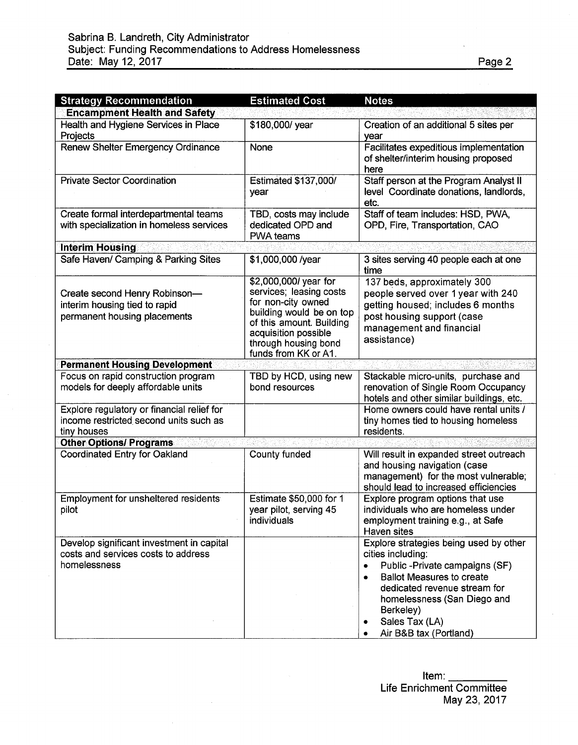| Strategy Recommendation | Estimated Cost | Notes |
|---|---|---|
| **Encampment Health and Safety** | | |
| Health and Hygiene Services in Place Projects | $180,000/ year | Creation of an additional 5 sites per year |
| Renew Shelter Emergency Ordinance | None | Facilitates expeditious implementation of shelter/interim housing proposed here |
| Private Sector Coordination | Estimated $137,000/ year | Staff person at the Program Analyst II level Coordinate donations, landlords, etc. |
| Create formal interdepartmental teams with specialization in homeless services | TBD, costs may include dedicated OPD and PWA teams | Staff of team includes: HSD, PWA, OPD, Fire, Transportation, CAO |
| **Interim Housing** | | |
| Safe Haven/ Camping & Parking Sites | $1,000,000 /year | 3 sites serving 40 people each at one time |
| Create second Henry Robinson—interim housing tied to rapid permanent housing placements | $2,000,000/ year for services; leasing costs for non-city owned building would be on top of this amount. Building acquisition possible through housing bond funds from KK or A1. | 137 beds, approximately 300 people served over 1 year with 240 getting housed; includes 6 months post housing support (case management and financial assistance) |
| **Permanent Housing Development** | | |
| Focus on rapid construction program models for deeply affordable units | TBD by HCD, using new bond resources | Stackable micro-units, purchase and renovation of Single Room Occupancy hotels and other similar buildings, etc. |
| Explore regulatory or financial relief for income restricted second units such as tiny houses | | Home owners could have rental units / tiny homes tied to housing homeless residents. |
| **Other Options/ Programs** | | |
| Coordinated Entry for Oakland | County funded | Will result in expanded street outreach and housing navigation (case management) for the most vulnerable; should lead to increased efficiencies |
| Employment for unsheltered residents pilot | Estimate $50,000 for 1 year pilot, serving 45 individuals | Explore program options that use individuals who are homeless under employment training e.g., at Safe Haven sites |
| Develop significant investment in capital costs and services costs to address homelessness | | Explore strategies being used by other cities including: • Public -Private campaigns (SF) • Ballot Measures to create dedicated revenue stream for homelessness (San Diego and Berkeley) • Sales Tax (LA) • Air B&B tax (Portland) |

Item: \_\_\_\_\_\_\_\_\_
Life Enrichment Committee
May 23, 2017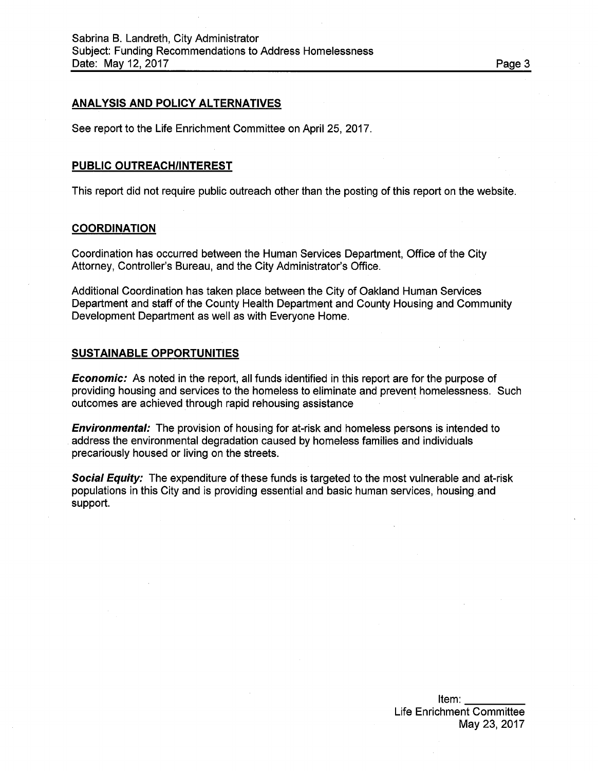## ANALYSIS AND POLICY ALTERNATIVES

See report to the Life Enrichment Committee on April 25, 2017.

## PUBLIC OUTREACH/INTEREST

This report did not require public outreach other than the posting of this report on the website.

## COORDINATION

Coordination has occurred between the Human Services Department, Office of the City Attorney, Controller's Bureau, and the City Administrator's Office.

Additional Coordination has taken place between the City of Oakland Human Services Department and staff of the County Health Department and County Housing and Community Development Department as well as with Everyone Home.

## SUSTAINABLE OPPORTUNITIES

***Economic:*** As noted in the report, all funds identified in this report are for the purpose of providing housing and services to the homeless to eliminate and prevent homelessness. Such outcomes are achieved through rapid rehousing assistance

***Environmental:*** The provision of housing for at-risk and homeless persons is intended to address the environmental degradation caused by homeless families and individuals precariously housed or living on the streets.

***Social Equity:*** The expenditure of these funds is targeted to the most vulnerable and at-risk populations in this City and is providing essential and basic human services, housing and support.

Item: __________
Life Enrichment Committee
May 23, 2017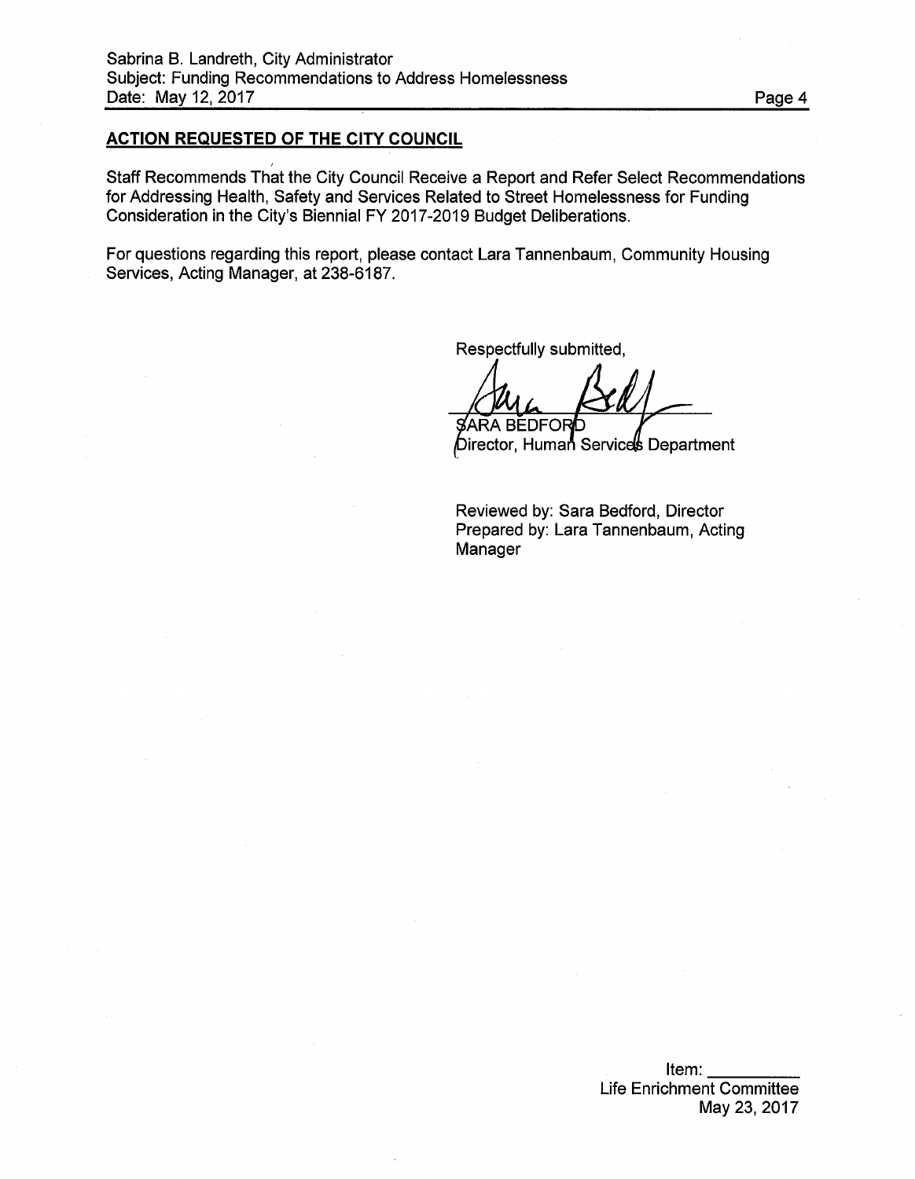## ACTION REQUESTED OF THE CITY COUNCIL

Staff Recommends That the City Council Receive a Report and Refer Select Recommendations for Addressing Health, Safety and Services Related to Street Homelessness for Funding Consideration in the City's Biennial FY 2017-2019 Budget Deliberations.

For questions regarding this report, please contact Lara Tannenbaum, Community Housing Services, Acting Manager, at 238-6187.

Respectfully submitted,

SARA BEDFORD
Director, Human Services Department

Reviewed by: Sara Bedford, Director
Prepared by: Lara Tannenbaum, Acting Manager

Item: __________
Life Enrichment Committee
May 23, 2017